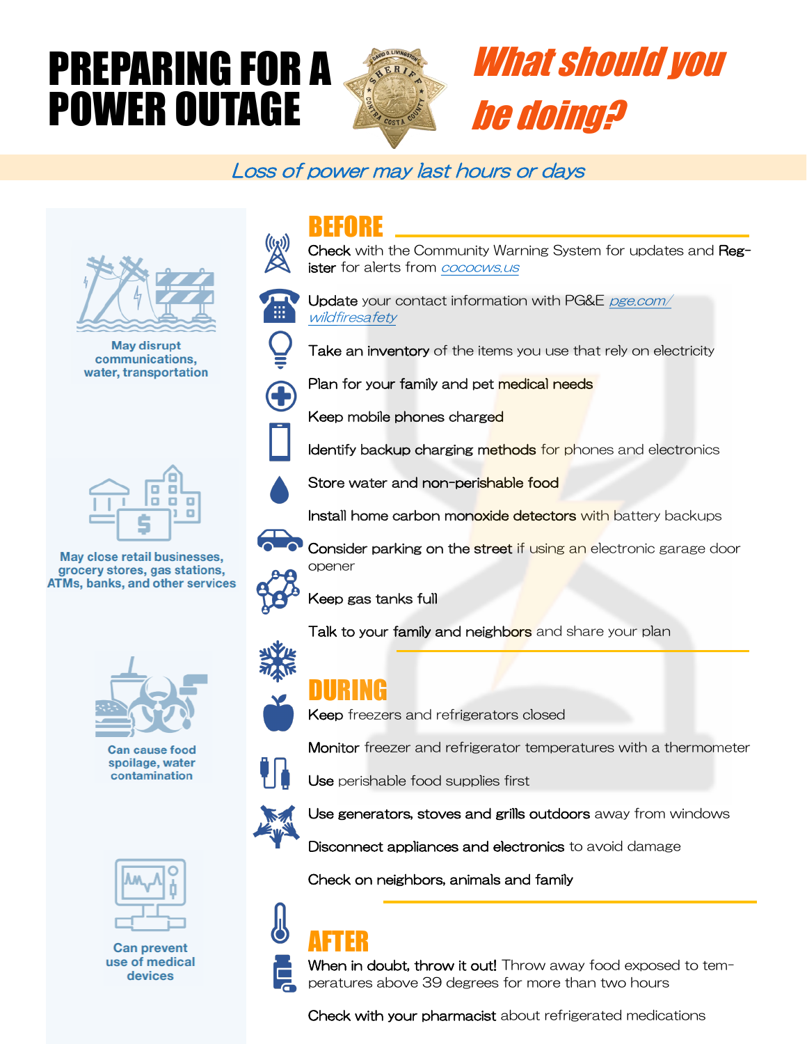# PREPARING FOR A POWER OUTAGE

## *What should you be doing?*

*Loss of power may last hours or days*

**May disrupt communications, water, transportation**

**May close retail businesses, grocery stores, gas stations, ATMs, banks, and other services**

**Can cause food spoilage, water contamination**

**Can prevent use of medical devices**

## BEFORE

**Check** with the Community Warning System for updates and **Register** for alerts from *cococws.us*

**Update** your contact information with PG&E *pge.com/wildfiresafety*

**Take an inventory** of the items you use that rely on electricity

**Plan for your family and pet medical needs**

**Keep mobile phones charged**

**Identify backup charging methods** for phones and electronics

**Store water and non-perishable food**

**Install home carbon monoxide detectors** with battery backups

**Consider parking on the street** if using an electronic garage door opener

**Keep gas tanks full**

**Talk to your family and neighbors** and share your plan

## DURING

**Keep** freezers and refrigerators closed

**Monitor** freezer and refrigerator temperatures with a thermometer

**Use** perishable food supplies first

**Use generators, stoves and grills outdoors** away from windows

**Disconnect appliances and electronics** to avoid damage

**Check on neighbors, animals and family**

## AFTER

**When in doubt, throw it out!** Throw away food exposed to temperatures above 39 degrees for more than two hours

**Check with your pharmacist** about refrigerated medications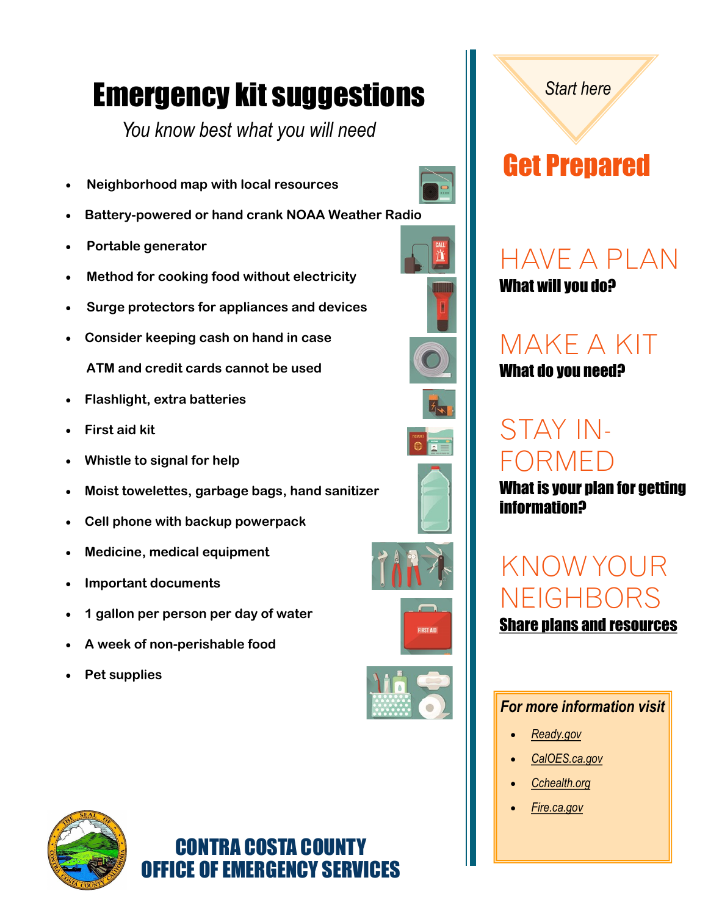# Emergency kit suggestions

*You know best what you will need*

- Neighborhood map with local resources
- Battery-powered or hand crank NOAA Weather Radio
- Portable generator
- Method for cooking food without electricity
- Surge protectors for appliances and devices
- Consider keeping cash on hand in case ATM and credit cards cannot be used
- Flashlight, extra batteries
- First aid kit
- Whistle to signal for help
- Moist towelettes, garbage bags, hand sanitizer
- Cell phone with backup powerpack
- Medicine, medical equipment
- Important documents
- 1 gallon per person per day of water
- A week of non-perishable food
- Pet supplies

**CONTRA COSTA COUNTY**
**OFFICE OF EMERGENCY SERVICES**

*Start here*

## Get Prepared

### HAVE A PLAN

**What will you do?**

### MAKE A KIT

**What do you need?**

### STAY INFORMED

**What is your plan for getting information?**

### KNOW YOUR NEIGHBORS

**Share plans and resources**

***For more information visit***

- Ready.gov
- CalOES.ca.gov
- Cchealth.org
- Fire.ca.gov